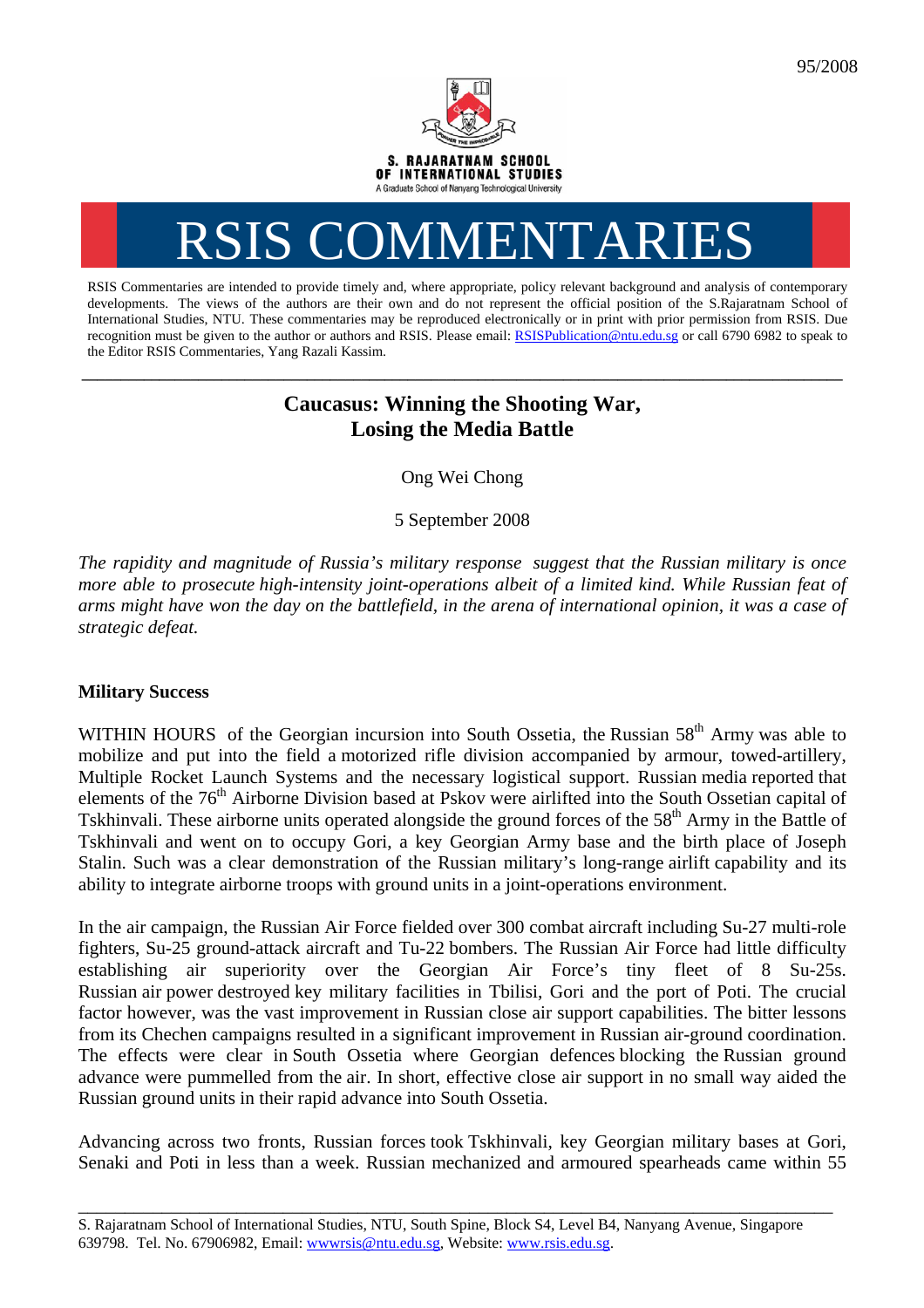95/2008

S. RAJARATNAM SCHOOL OF INTERNATIONAL STUDIES

A Graduate School of Nanyang Technological University

# RSIS COMMENTARIES

RSIS Commentaries are intended to provide timely and, where appropriate, policy relevant background and analysis of contemporary developments. The views of the authors are their own and do not represent the official position of the S.Rajaratnam School of International Studies, NTU. These commentaries may be reproduced electronically or in print with prior permission from RSIS. Due recognition must be given to the author or authors and RSIS. Please email: RSISPublication@ntu.edu.sg or call 6790 6982 to speak to the Editor RSIS Commentaries, Yang Razali Kassim.

---

## Caucasus: Winning the Shooting War, Losing the Media Battle

Ong Wei Chong

5 September 2008

*The rapidity and magnitude of Russia's military response suggest that the Russian military is once more able to prosecute high-intensity joint-operations albeit of a limited kind. While Russian feat of arms might have won the day on the battlefield, in the arena of international opinion, it was a case of strategic defeat.*

### Military Success

WITHIN HOURS of the Georgian incursion into South Ossetia, the Russian 58th Army was able to mobilize and put into the field a motorized rifle division accompanied by armour, towed-artillery, Multiple Rocket Launch Systems and the necessary logistical support. Russian media reported that elements of the 76th Airborne Division based at Pskov were airlifted into the South Ossetian capital of Tskhinvali. These airborne units operated alongside the ground forces of the 58th Army in the Battle of Tskhinvali and went on to occupy Gori, a key Georgian Army base and the birth place of Joseph Stalin. Such was a clear demonstration of the Russian military's long-range airlift capability and its ability to integrate airborne troops with ground units in a joint-operations environment.

In the air campaign, the Russian Air Force fielded over 300 combat aircraft including Su-27 multi-role fighters, Su-25 ground-attack aircraft and Tu-22 bombers. The Russian Air Force had little difficulty establishing air superiority over the Georgian Air Force's tiny fleet of 8 Su-25s. Russian air power destroyed key military facilities in Tbilisi, Gori and the port of Poti. The crucial factor however, was the vast improvement in Russian close air support capabilities. The bitter lessons from its Chechen campaigns resulted in a significant improvement in Russian air-ground coordination. The effects were clear in South Ossetia where Georgian defences blocking the Russian ground advance were pummelled from the air. In short, effective close air support in no small way aided the Russian ground units in their rapid advance into South Ossetia.

Advancing across two fronts, Russian forces took Tskhinvali, key Georgian military bases at Gori, Senaki and Poti in less than a week. Russian mechanized and armoured spearheads came within 55

S. Rajaratnam School of International Studies, NTU, South Spine, Block S4, Level B4, Nanyang Avenue, Singapore 639798. Tel. No. 67906982, Email: wwwrsis@ntu.edu.sg, Website: www.rsis.edu.sg.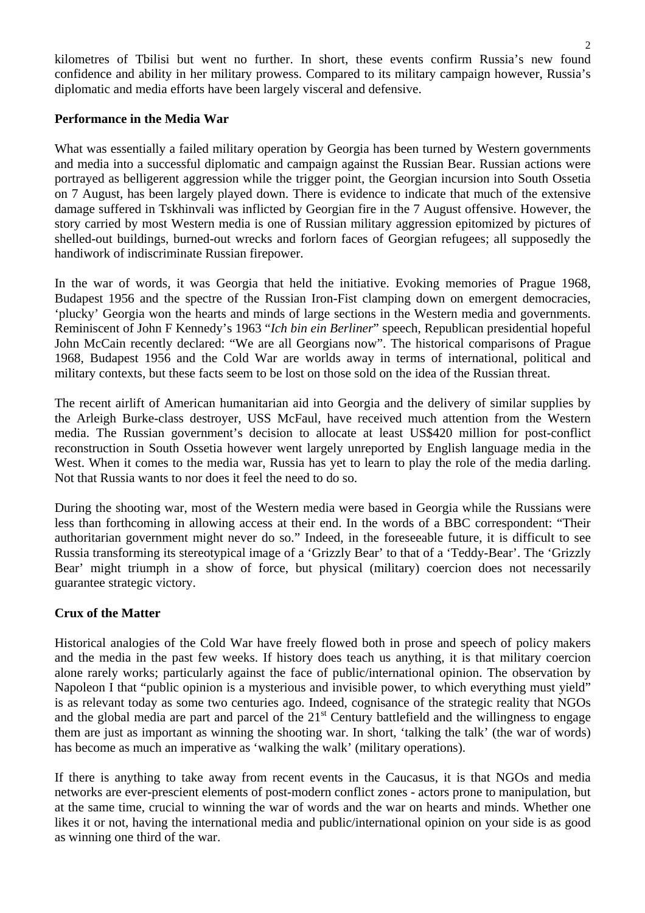kilometres of Tbilisi but went no further. In short, these events confirm Russia's new found confidence and ability in her military prowess. Compared to its military campaign however, Russia's diplomatic and media efforts have been largely visceral and defensive.

**Performance in the Media War**

What was essentially a failed military operation by Georgia has been turned by Western governments and media into a successful diplomatic and campaign against the Russian Bear. Russian actions were portrayed as belligerent aggression while the trigger point, the Georgian incursion into South Ossetia on 7 August, has been largely played down. There is evidence to indicate that much of the extensive damage suffered in Tskhinvali was inflicted by Georgian fire in the 7 August offensive. However, the story carried by most Western media is one of Russian military aggression epitomized by pictures of shelled-out buildings, burned-out wrecks and forlorn faces of Georgian refugees; all supposedly the handiwork of indiscriminate Russian firepower.

In the war of words, it was Georgia that held the initiative. Evoking memories of Prague 1968, Budapest 1956 and the spectre of the Russian Iron-Fist clamping down on emergent democracies, 'plucky' Georgia won the hearts and minds of large sections in the Western media and governments. Reminiscent of John F Kennedy's 1963 "*Ich bin ein Berliner*" speech, Republican presidential hopeful John McCain recently declared: "We are all Georgians now". The historical comparisons of Prague 1968, Budapest 1956 and the Cold War are worlds away in terms of international, political and military contexts, but these facts seem to be lost on those sold on the idea of the Russian threat.

The recent airlift of American humanitarian aid into Georgia and the delivery of similar supplies by the Arleigh Burke-class destroyer, USS McFaul, have received much attention from the Western media. The Russian government's decision to allocate at least US$420 million for post-conflict reconstruction in South Ossetia however went largely unreported by English language media in the West. When it comes to the media war, Russia has yet to learn to play the role of the media darling. Not that Russia wants to nor does it feel the need to do so.

During the shooting war, most of the Western media were based in Georgia while the Russians were less than forthcoming in allowing access at their end. In the words of a BBC correspondent: "Their authoritarian government might never do so." Indeed, in the foreseeable future, it is difficult to see Russia transforming its stereotypical image of a 'Grizzly Bear' to that of a 'Teddy-Bear'. The 'Grizzly Bear' might triumph in a show of force, but physical (military) coercion does not necessarily guarantee strategic victory.

**Crux of the Matter**

Historical analogies of the Cold War have freely flowed both in prose and speech of policy makers and the media in the past few weeks. If history does teach us anything, it is that military coercion alone rarely works; particularly against the face of public/international opinion. The observation by Napoleon I that "public opinion is a mysterious and invisible power, to which everything must yield" is as relevant today as some two centuries ago. Indeed, cognisance of the strategic reality that NGOs and the global media are part and parcel of the 21st Century battlefield and the willingness to engage them are just as important as winning the shooting war. In short, 'talking the talk' (the war of words) has become as much an imperative as 'walking the walk' (military operations).

If there is anything to take away from recent events in the Caucasus, it is that NGOs and media networks are ever-prescient elements of post-modern conflict zones - actors prone to manipulation, but at the same time, crucial to winning the war of words and the war on hearts and minds. Whether one likes it or not, having the international media and public/international opinion on your side is as good as winning one third of the war.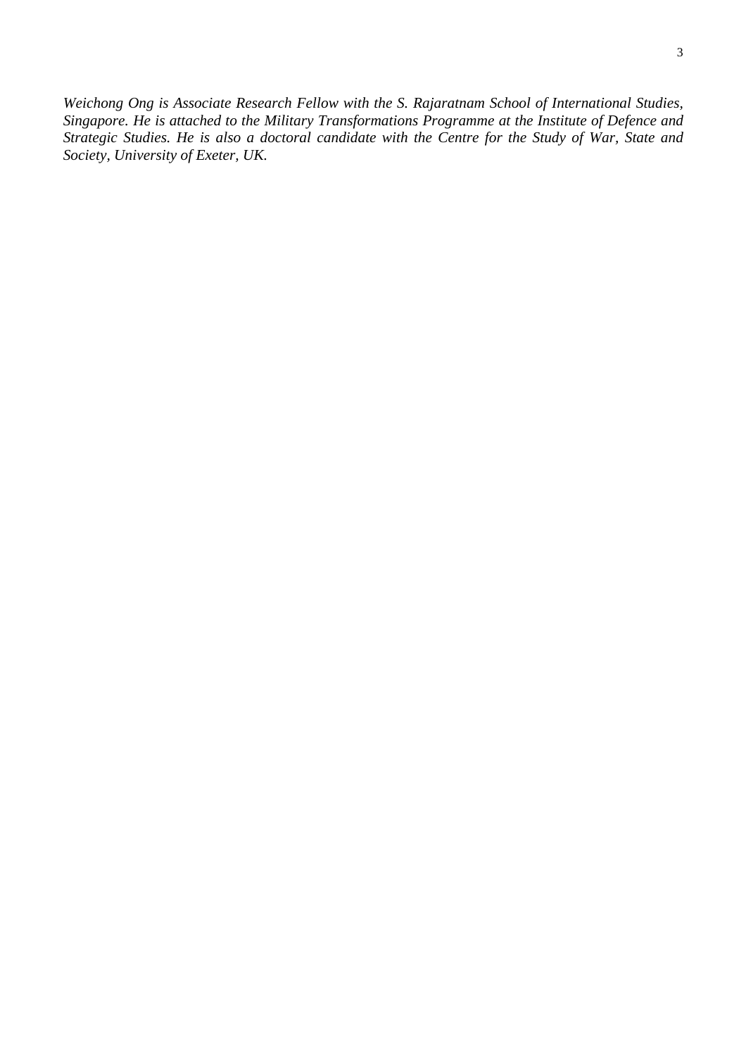*Weichong Ong is Associate Research Fellow with the S. Rajaratnam School of International Studies, Singapore. He is attached to the Military Transformations Programme at the Institute of Defence and Strategic Studies. He is also a doctoral candidate with the Centre for the Study of War, State and Society, University of Exeter, UK.*